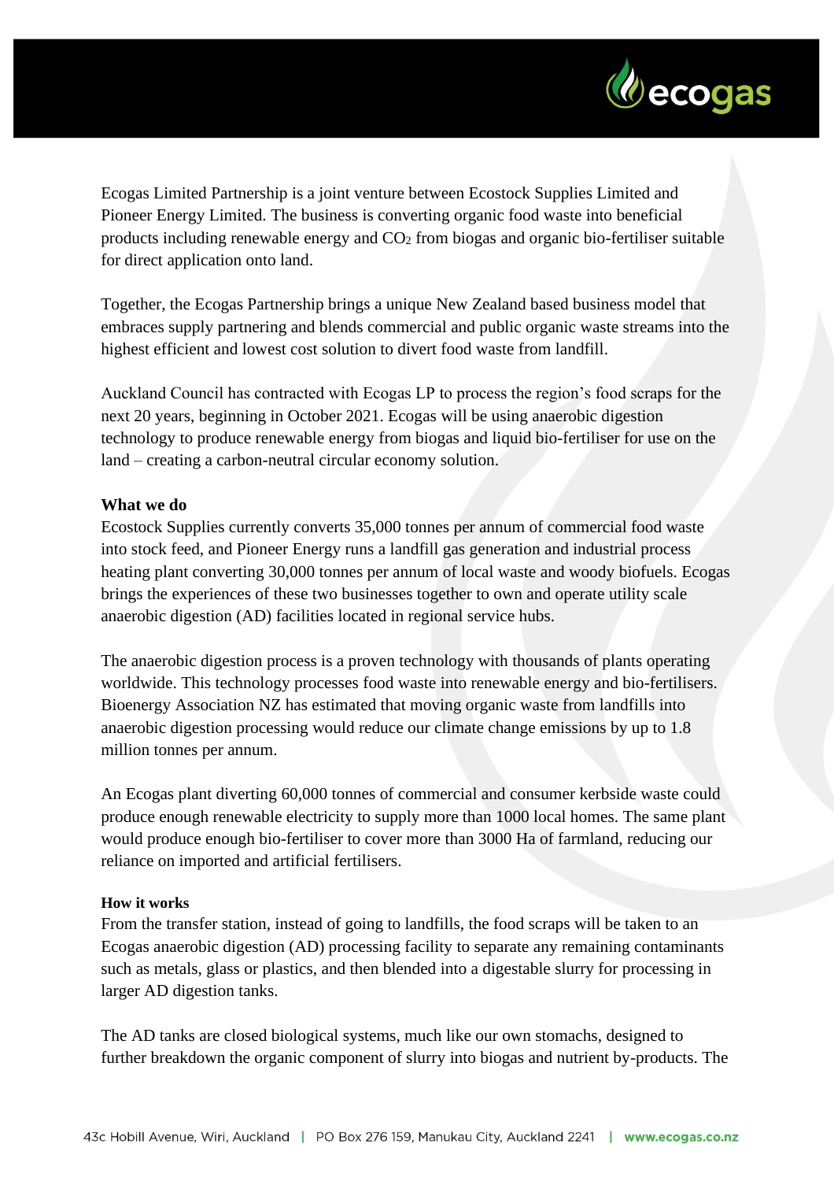Ecogas Limited Partnership is a joint venture between Ecostock Supplies Limited and Pioneer Energy Limited. The business is converting organic food waste into beneficial products including renewable energy and $CO_2$ from biogas and organic bio-fertiliser suitable for direct application onto land.

Together, the Ecogas Partnership brings a unique New Zealand based business model that embraces supply partnering and blends commercial and public organic waste streams into the highest efficient and lowest cost solution to divert food waste from landfill.

Auckland Council has contracted with Ecogas LP to process the region's food scraps for the next 20 years, beginning in October 2021. Ecogas will be using anaerobic digestion technology to produce renewable energy from biogas and liquid bio-fertiliser for use on the land – creating a carbon-neutral circular economy solution.

**What we do**

Ecostock Supplies currently converts 35,000 tonnes per annum of commercial food waste into stock feed, and Pioneer Energy runs a landfill gas generation and industrial process heating plant converting 30,000 tonnes per annum of local waste and woody biofuels. Ecogas brings the experiences of these two businesses together to own and operate utility scale anaerobic digestion (AD) facilities located in regional service hubs.

The anaerobic digestion process is a proven technology with thousands of plants operating worldwide. This technology processes food waste into renewable energy and bio-fertilisers. Bioenergy Association NZ has estimated that moving organic waste from landfills into anaerobic digestion processing would reduce our climate change emissions by up to 1.8 million tonnes per annum.

An Ecogas plant diverting 60,000 tonnes of commercial and consumer kerbside waste could produce enough renewable electricity to supply more than 1000 local homes. The same plant would produce enough bio-fertiliser to cover more than 3000 Ha of farmland, reducing our reliance on imported and artificial fertilisers.

**How it works**

From the transfer station, instead of going to landfills, the food scraps will be taken to an Ecogas anaerobic digestion (AD) processing facility to separate any remaining contaminants such as metals, glass or plastics, and then blended into a digestable slurry for processing in larger AD digestion tanks.

The AD tanks are closed biological systems, much like our own stomachs, designed to further breakdown the organic component of slurry into biogas and nutrient by-products. The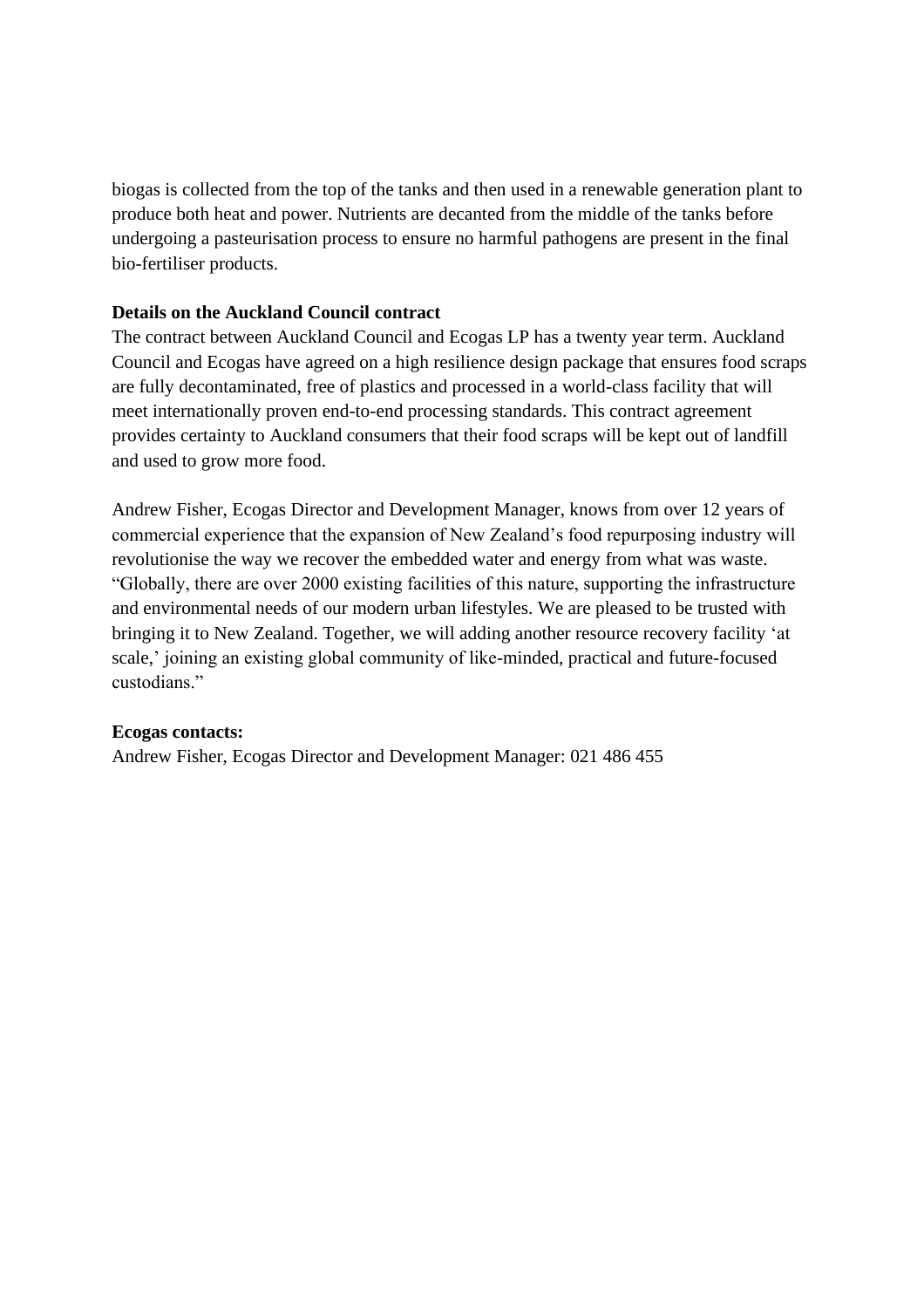biogas is collected from the top of the tanks and then used in a renewable generation plant to produce both heat and power. Nutrients are decanted from the middle of the tanks before undergoing a pasteurisation process to ensure no harmful pathogens are present in the final bio-fertiliser products.

**Details on the Auckland Council contract**

The contract between Auckland Council and Ecogas LP has a twenty year term. Auckland Council and Ecogas have agreed on a high resilience design package that ensures food scraps are fully decontaminated, free of plastics and processed in a world-class facility that will meet internationally proven end-to-end processing standards. This contract agreement provides certainty to Auckland consumers that their food scraps will be kept out of landfill and used to grow more food.

Andrew Fisher, Ecogas Director and Development Manager, knows from over 12 years of commercial experience that the expansion of New Zealand's food repurposing industry will revolutionise the way we recover the embedded water and energy from what was waste. "Globally, there are over 2000 existing facilities of this nature, supporting the infrastructure and environmental needs of our modern urban lifestyles. We are pleased to be trusted with bringing it to New Zealand. Together, we will adding another resource recovery facility 'at scale,' joining an existing global community of like-minded, practical and future-focused custodians."

**Ecogas contacts:**

Andrew Fisher, Ecogas Director and Development Manager: 021 486 455